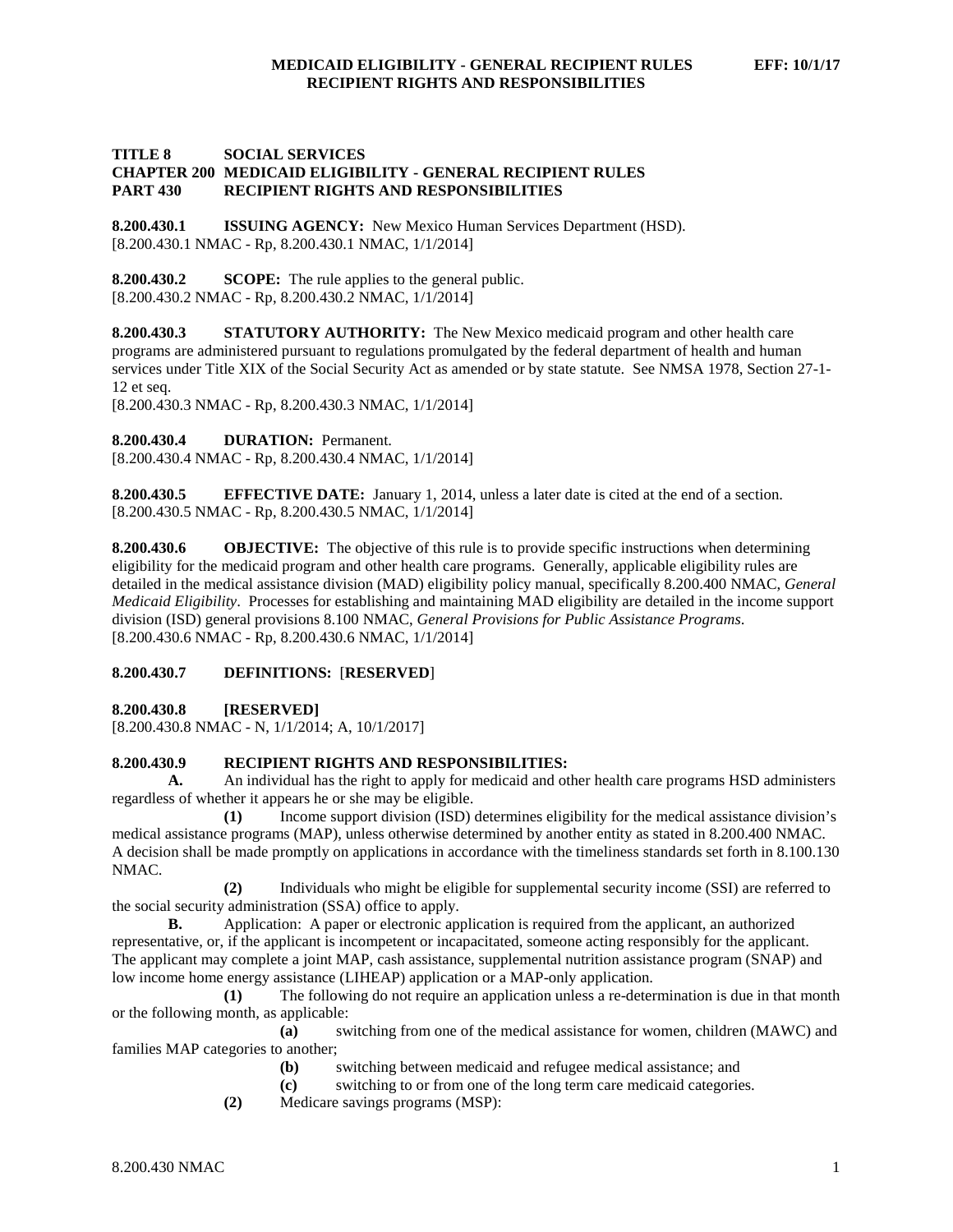## TITLE 8 SOCIAL SERVICES
## CHAPTER 200 MEDICAID ELIGIBILITY - GENERAL RECIPIENT RULES
## PART 430 RECIPIENT RIGHTS AND RESPONSIBILITIES

**8.200.430.1 ISSUING AGENCY:** New Mexico Human Services Department (HSD).
[8.200.430.1 NMAC - Rp, 8.200.430.1 NMAC, 1/1/2014]

**8.200.430.2 SCOPE:** The rule applies to the general public.
[8.200.430.2 NMAC - Rp, 8.200.430.2 NMAC, 1/1/2014]

**8.200.430.3 STATUTORY AUTHORITY:** The New Mexico medicaid program and other health care programs are administered pursuant to regulations promulgated by the federal department of health and human services under Title XIX of the Social Security Act as amended or by state statute. See NMSA 1978, Section 27-1-12 et seq.
[8.200.430.3 NMAC - Rp, 8.200.430.3 NMAC, 1/1/2014]

**8.200.430.4 DURATION:** Permanent.
[8.200.430.4 NMAC - Rp, 8.200.430.4 NMAC, 1/1/2014]

**8.200.430.5 EFFECTIVE DATE:** January 1, 2014, unless a later date is cited at the end of a section.
[8.200.430.5 NMAC - Rp, 8.200.430.5 NMAC, 1/1/2014]

**8.200.430.6 OBJECTIVE:** The objective of this rule is to provide specific instructions when determining eligibility for the medicaid program and other health care programs. Generally, applicable eligibility rules are detailed in the medical assistance division (MAD) eligibility policy manual, specifically 8.200.400 NMAC, *General Medicaid Eligibility*. Processes for establishing and maintaining MAD eligibility are detailed in the income support division (ISD) general provisions 8.100 NMAC, *General Provisions for Public Assistance Programs*.
[8.200.430.6 NMAC - Rp, 8.200.430.6 NMAC, 1/1/2014]

**8.200.430.7 DEFINITIONS:** [**RESERVED**]

**8.200.430.8 [RESERVED]**
[8.200.430.8 NMAC - N, 1/1/2014; A, 10/1/2017]

**8.200.430.9 RECIPIENT RIGHTS AND RESPONSIBILITIES:**

**A.** An individual has the right to apply for medicaid and other health care programs HSD administers regardless of whether it appears he or she may be eligible.

**(1)** Income support division (ISD) determines eligibility for the medical assistance division's medical assistance programs (MAP), unless otherwise determined by another entity as stated in 8.200.400 NMAC. A decision shall be made promptly on applications in accordance with the timeliness standards set forth in 8.100.130 NMAC.

**(2)** Individuals who might be eligible for supplemental security income (SSI) are referred to the social security administration (SSA) office to apply.

**B.** Application: A paper or electronic application is required from the applicant, an authorized representative, or, if the applicant is incompetent or incapacitated, someone acting responsibly for the applicant. The applicant may complete a joint MAP, cash assistance, supplemental nutrition assistance program (SNAP) and low income home energy assistance (LIHEAP) application or a MAP-only application.

**(1)** The following do not require an application unless a re-determination is due in that month or the following month, as applicable:

**(a)** switching from one of the medical assistance for women, children (MAWC) and families MAP categories to another;

**(b)** switching between medicaid and refugee medical assistance; and

**(c)** switching to or from one of the long term care medicaid categories.

**(2)** Medicare savings programs (MSP):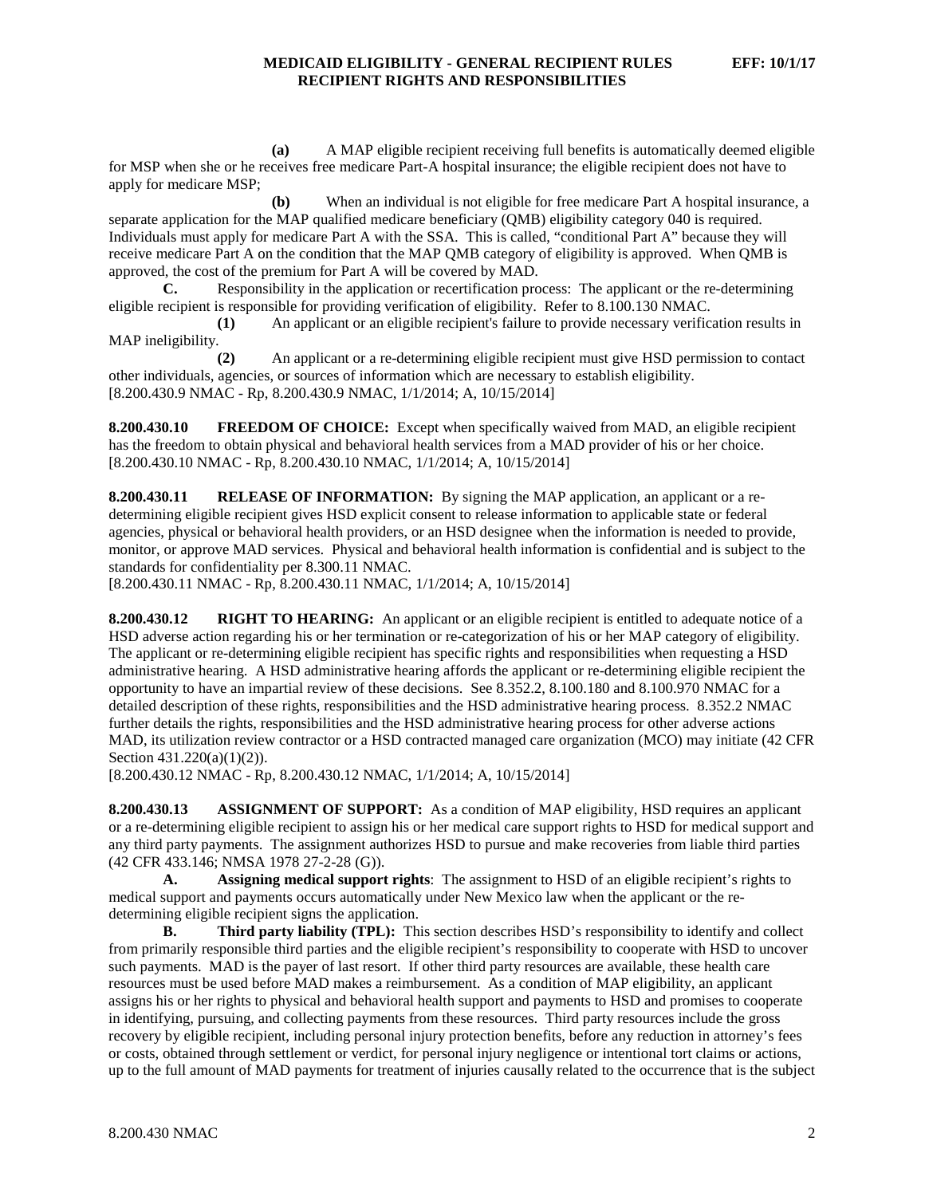**(a)** A MAP eligible recipient receiving full benefits is automatically deemed eligible for MSP when she or he receives free medicare Part-A hospital insurance; the eligible recipient does not have to apply for medicare MSP;

**(b)** When an individual is not eligible for free medicare Part A hospital insurance, a separate application for the MAP qualified medicare beneficiary (QMB) eligibility category 040 is required. Individuals must apply for medicare Part A with the SSA. This is called, "conditional Part A" because they will receive medicare Part A on the condition that the MAP QMB category of eligibility is approved. When QMB is approved, the cost of the premium for Part A will be covered by MAD.

**C.** Responsibility in the application or recertification process: The applicant or the re-determining eligible recipient is responsible for providing verification of eligibility. Refer to 8.100.130 NMAC.

**(1)** An applicant or an eligible recipient's failure to provide necessary verification results in MAP ineligibility.

**(2)** An applicant or a re-determining eligible recipient must give HSD permission to contact other individuals, agencies, or sources of information which are necessary to establish eligibility.

[8.200.430.9 NMAC - Rp, 8.200.430.9 NMAC, 1/1/2014; A, 10/15/2014]

**8.200.430.10 FREEDOM OF CHOICE:** Except when specifically waived from MAD, an eligible recipient has the freedom to obtain physical and behavioral health services from a MAD provider of his or her choice.

[8.200.430.10 NMAC - Rp, 8.200.430.10 NMAC, 1/1/2014; A, 10/15/2014]

**8.200.430.11 RELEASE OF INFORMATION:** By signing the MAP application, an applicant or a re-determining eligible recipient gives HSD explicit consent to release information to applicable state or federal agencies, physical or behavioral health providers, or an HSD designee when the information is needed to provide, monitor, or approve MAD services. Physical and behavioral health information is confidential and is subject to the standards for confidentiality per 8.300.11 NMAC.

[8.200.430.11 NMAC - Rp, 8.200.430.11 NMAC, 1/1/2014; A, 10/15/2014]

**8.200.430.12 RIGHT TO HEARING:** An applicant or an eligible recipient is entitled to adequate notice of a HSD adverse action regarding his or her termination or re-categorization of his or her MAP category of eligibility. The applicant or re-determining eligible recipient has specific rights and responsibilities when requesting a HSD administrative hearing. A HSD administrative hearing affords the applicant or re-determining eligible recipient the opportunity to have an impartial review of these decisions. See 8.352.2, 8.100.180 and 8.100.970 NMAC for a detailed description of these rights, responsibilities and the HSD administrative hearing process. 8.352.2 NMAC further details the rights, responsibilities and the HSD administrative hearing process for other adverse actions MAD, its utilization review contractor or a HSD contracted managed care organization (MCO) may initiate (42 CFR Section 431.220(a)(1)(2)).

[8.200.430.12 NMAC - Rp, 8.200.430.12 NMAC, 1/1/2014; A, 10/15/2014]

**8.200.430.13 ASSIGNMENT OF SUPPORT:** As a condition of MAP eligibility, HSD requires an applicant or a re-determining eligible recipient to assign his or her medical care support rights to HSD for medical support and any third party payments. The assignment authorizes HSD to pursue and make recoveries from liable third parties (42 CFR 433.146; NMSA 1978 27-2-28 (G)).

**A. Assigning medical support rights**: The assignment to HSD of an eligible recipient's rights to medical support and payments occurs automatically under New Mexico law when the applicant or the re-determining eligible recipient signs the application.

**B. Third party liability (TPL):** This section describes HSD's responsibility to identify and collect from primarily responsible third parties and the eligible recipient's responsibility to cooperate with HSD to uncover such payments. MAD is the payer of last resort. If other third party resources are available, these health care resources must be used before MAD makes a reimbursement. As a condition of MAP eligibility, an applicant assigns his or her rights to physical and behavioral health support and payments to HSD and promises to cooperate in identifying, pursuing, and collecting payments from these resources. Third party resources include the gross recovery by eligible recipient, including personal injury protection benefits, before any reduction in attorney's fees or costs, obtained through settlement or verdict, for personal injury negligence or intentional tort claims or actions, up to the full amount of MAD payments for treatment of injuries causally related to the occurrence that is the subject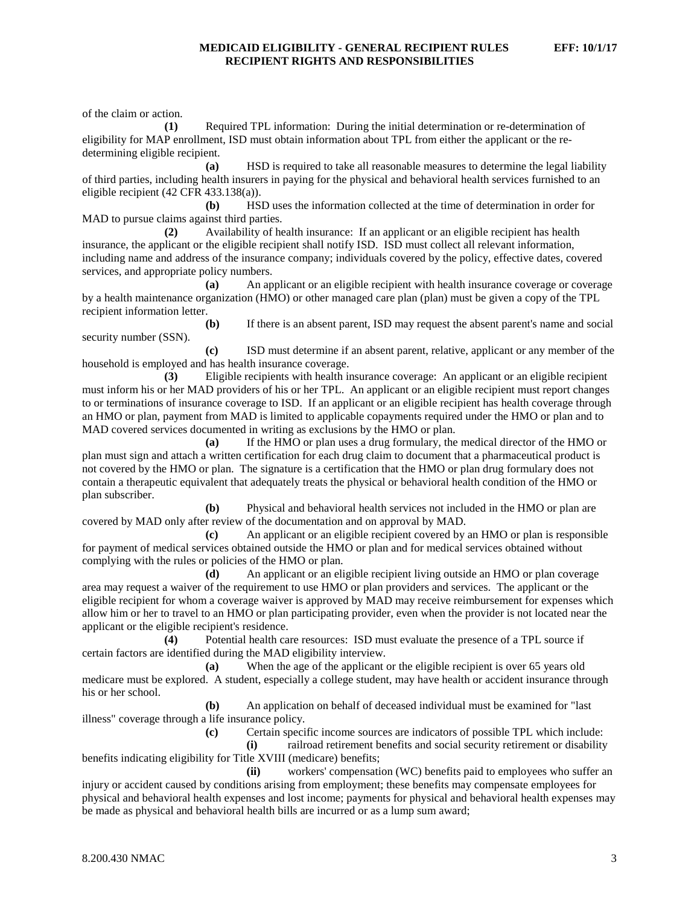of the claim or action.

**(1)** Required TPL information: During the initial determination or re-determination of eligibility for MAP enrollment, ISD must obtain information about TPL from either the applicant or the re-determining eligible recipient.

**(a)** HSD is required to take all reasonable measures to determine the legal liability of third parties, including health insurers in paying for the physical and behavioral health services furnished to an eligible recipient (42 CFR 433.138(a)).

**(b)** HSD uses the information collected at the time of determination in order for MAD to pursue claims against third parties.

**(2)** Availability of health insurance: If an applicant or an eligible recipient has health insurance, the applicant or the eligible recipient shall notify ISD. ISD must collect all relevant information, including name and address of the insurance company; individuals covered by the policy, effective dates, covered services, and appropriate policy numbers.

**(a)** An applicant or an eligible recipient with health insurance coverage or coverage by a health maintenance organization (HMO) or other managed care plan (plan) must be given a copy of the TPL recipient information letter.

**(b)** If there is an absent parent, ISD may request the absent parent's name and social security number (SSN).

**(c)** ISD must determine if an absent parent, relative, applicant or any member of the household is employed and has health insurance coverage.

**(3)** Eligible recipients with health insurance coverage: An applicant or an eligible recipient must inform his or her MAD providers of his or her TPL. An applicant or an eligible recipient must report changes to or terminations of insurance coverage to ISD. If an applicant or an eligible recipient has health coverage through an HMO or plan, payment from MAD is limited to applicable copayments required under the HMO or plan and to MAD covered services documented in writing as exclusions by the HMO or plan.

**(a)** If the HMO or plan uses a drug formulary, the medical director of the HMO or plan must sign and attach a written certification for each drug claim to document that a pharmaceutical product is not covered by the HMO or plan. The signature is a certification that the HMO or plan drug formulary does not contain a therapeutic equivalent that adequately treats the physical or behavioral health condition of the HMO or plan subscriber.

**(b)** Physical and behavioral health services not included in the HMO or plan are covered by MAD only after review of the documentation and on approval by MAD.

**(c)** An applicant or an eligible recipient covered by an HMO or plan is responsible for payment of medical services obtained outside the HMO or plan and for medical services obtained without complying with the rules or policies of the HMO or plan.

**(d)** An applicant or an eligible recipient living outside an HMO or plan coverage area may request a waiver of the requirement to use HMO or plan providers and services. The applicant or the eligible recipient for whom a coverage waiver is approved by MAD may receive reimbursement for expenses which allow him or her to travel to an HMO or plan participating provider, even when the provider is not located near the applicant or the eligible recipient's residence.

**(4)** Potential health care resources: ISD must evaluate the presence of a TPL source if certain factors are identified during the MAD eligibility interview.

**(a)** When the age of the applicant or the eligible recipient is over 65 years old medicare must be explored. A student, especially a college student, may have health or accident insurance through his or her school.

**(b)** An application on behalf of deceased individual must be examined for "last illness" coverage through a life insurance policy.

**(c)** Certain specific income sources are indicators of possible TPL which include:

**(i)** railroad retirement benefits and social security retirement or disability benefits indicating eligibility for Title XVIII (medicare) benefits;

**(ii)** workers' compensation (WC) benefits paid to employees who suffer an injury or accident caused by conditions arising from employment; these benefits may compensate employees for physical and behavioral health expenses and lost income; payments for physical and behavioral health expenses may be made as physical and behavioral health bills are incurred or as a lump sum award;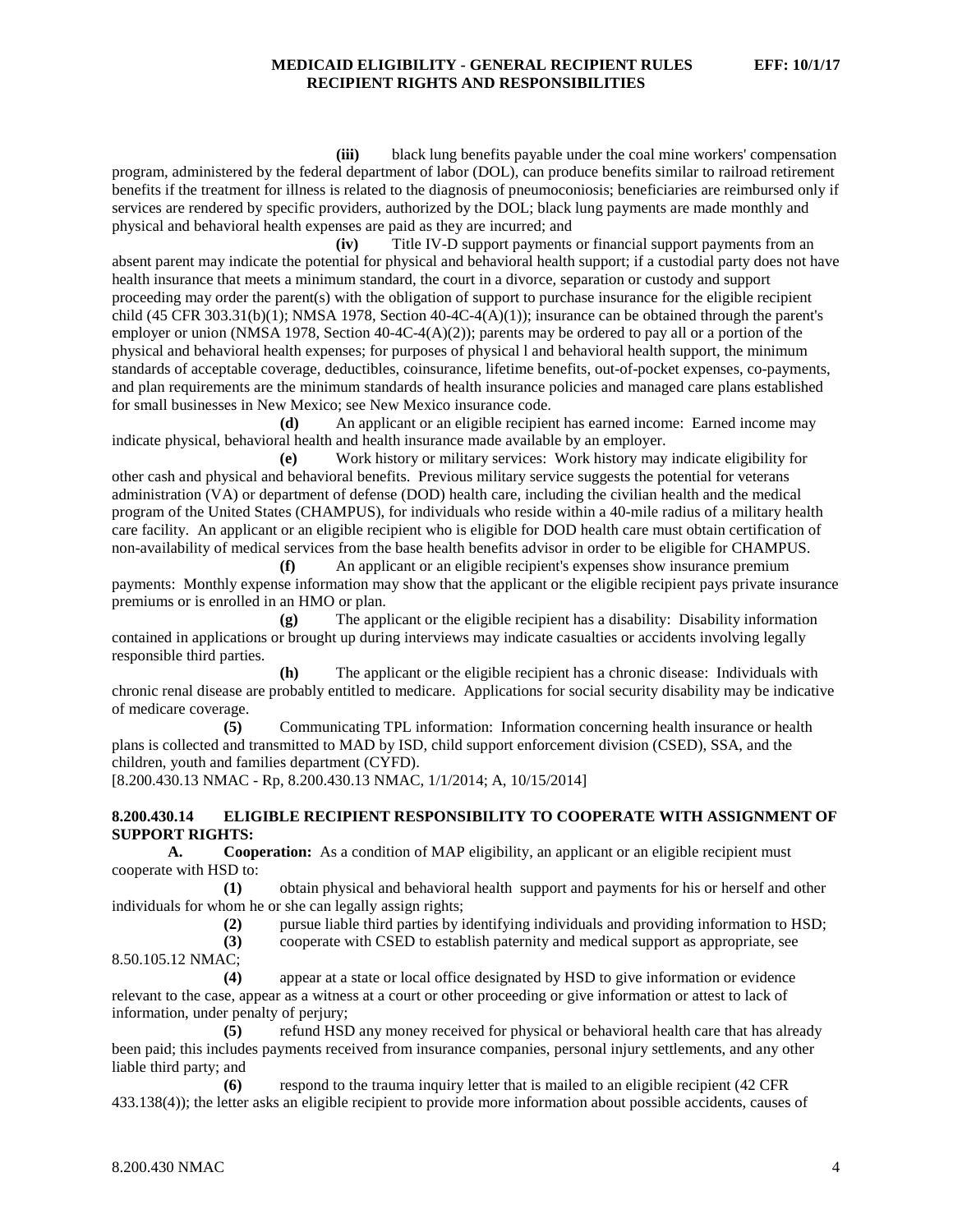**(iii)** black lung benefits payable under the coal mine workers' compensation program, administered by the federal department of labor (DOL), can produce benefits similar to railroad retirement benefits if the treatment for illness is related to the diagnosis of pneumoconiosis; beneficiaries are reimbursed only if services are rendered by specific providers, authorized by the DOL; black lung payments are made monthly and physical and behavioral health expenses are paid as they are incurred; and

**(iv)** Title IV-D support payments or financial support payments from an absent parent may indicate the potential for physical and behavioral health support; if a custodial party does not have health insurance that meets a minimum standard, the court in a divorce, separation or custody and support proceeding may order the parent(s) with the obligation of support to purchase insurance for the eligible recipient child (45 CFR 303.31(b)(1); NMSA 1978, Section 40-4C-4(A)(1)); insurance can be obtained through the parent's employer or union (NMSA 1978, Section 40-4C-4(A)(2)); parents may be ordered to pay all or a portion of the physical and behavioral health expenses; for purposes of physical l and behavioral health support, the minimum standards of acceptable coverage, deductibles, coinsurance, lifetime benefits, out-of-pocket expenses, co-payments, and plan requirements are the minimum standards of health insurance policies and managed care plans established for small businesses in New Mexico; see New Mexico insurance code.

**(d)** An applicant or an eligible recipient has earned income: Earned income may indicate physical, behavioral health and health insurance made available by an employer.

**(e)** Work history or military services: Work history may indicate eligibility for other cash and physical and behavioral benefits. Previous military service suggests the potential for veterans administration (VA) or department of defense (DOD) health care, including the civilian health and the medical program of the United States (CHAMPUS), for individuals who reside within a 40-mile radius of a military health care facility. An applicant or an eligible recipient who is eligible for DOD health care must obtain certification of non-availability of medical services from the base health benefits advisor in order to be eligible for CHAMPUS.

**(f)** An applicant or an eligible recipient's expenses show insurance premium payments: Monthly expense information may show that the applicant or the eligible recipient pays private insurance premiums or is enrolled in an HMO or plan.

**(g)** The applicant or the eligible recipient has a disability: Disability information contained in applications or brought up during interviews may indicate casualties or accidents involving legally responsible third parties.

**(h)** The applicant or the eligible recipient has a chronic disease: Individuals with chronic renal disease are probably entitled to medicare. Applications for social security disability may be indicative of medicare coverage.

**(5)** Communicating TPL information: Information concerning health insurance or health plans is collected and transmitted to MAD by ISD, child support enforcement division (CSED), SSA, and the children, youth and families department (CYFD).

[8.200.430.13 NMAC - Rp, 8.200.430.13 NMAC, 1/1/2014; A, 10/15/2014]

**8.200.430.14 ELIGIBLE RECIPIENT RESPONSIBILITY TO COOPERATE WITH ASSIGNMENT OF SUPPORT RIGHTS:**

**A. Cooperation:** As a condition of MAP eligibility, an applicant or an eligible recipient must cooperate with HSD to:

**(1)** obtain physical and behavioral health support and payments for his or herself and other individuals for whom he or she can legally assign rights;

**(2)** pursue liable third parties by identifying individuals and providing information to HSD;

**(3)** cooperate with CSED to establish paternity and medical support as appropriate, see 8.50.105.12 NMAC;

**(4)** appear at a state or local office designated by HSD to give information or evidence relevant to the case, appear as a witness at a court or other proceeding or give information or attest to lack of information, under penalty of perjury;

**(5)** refund HSD any money received for physical or behavioral health care that has already been paid; this includes payments received from insurance companies, personal injury settlements, and any other liable third party; and

**(6)** respond to the trauma inquiry letter that is mailed to an eligible recipient (42 CFR 433.138(4)); the letter asks an eligible recipient to provide more information about possible accidents, causes of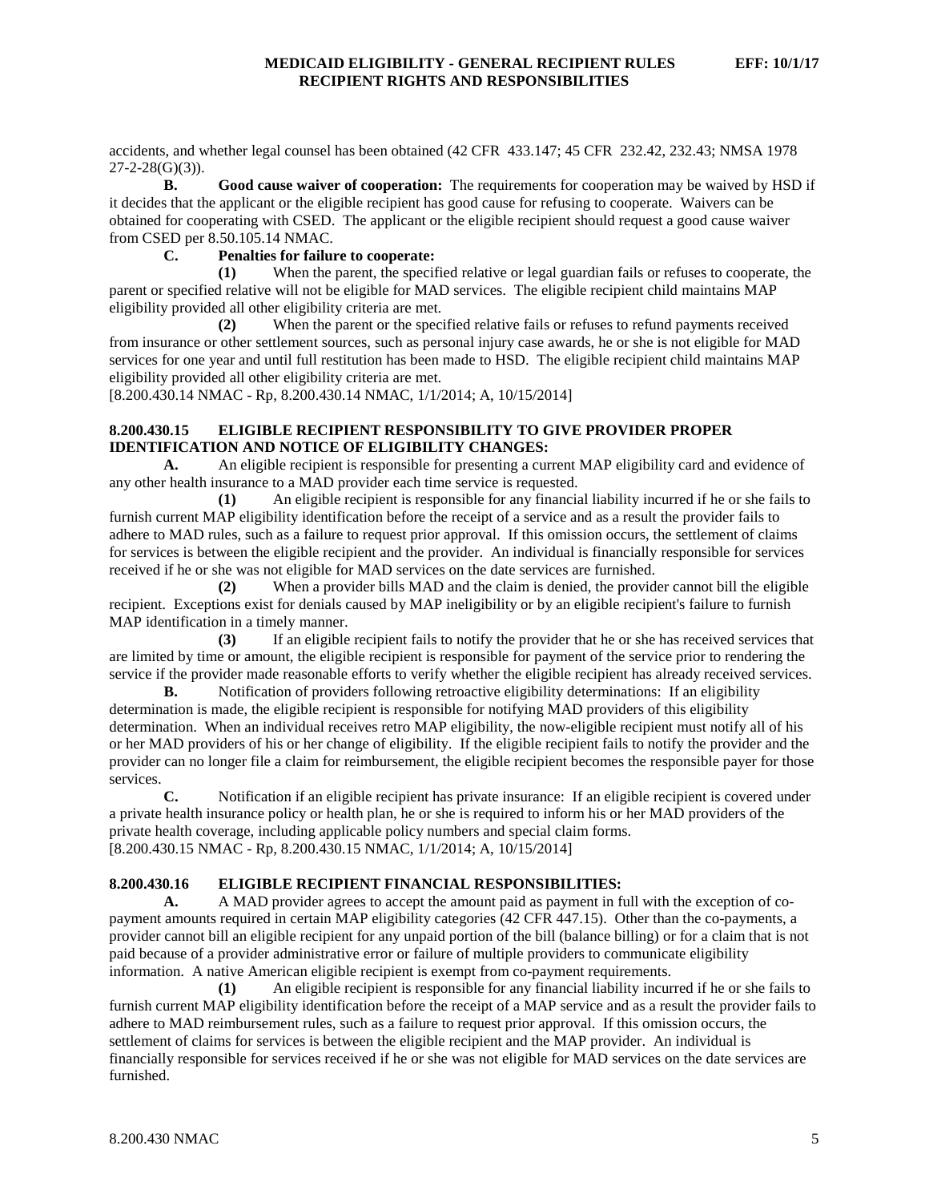accidents, and whether legal counsel has been obtained (42 CFR 433.147; 45 CFR 232.42, 232.43; NMSA 1978 27-2-28(G)(3)).

**B. Good cause waiver of cooperation:** The requirements for cooperation may be waived by HSD if it decides that the applicant or the eligible recipient has good cause for refusing to cooperate. Waivers can be obtained for cooperating with CSED. The applicant or the eligible recipient should request a good cause waiver from CSED per 8.50.105.14 NMAC.

**C. Penalties for failure to cooperate:**

**(1)** When the parent, the specified relative or legal guardian fails or refuses to cooperate, the parent or specified relative will not be eligible for MAD services. The eligible recipient child maintains MAP eligibility provided all other eligibility criteria are met.

**(2)** When the parent or the specified relative fails or refuses to refund payments received from insurance or other settlement sources, such as personal injury case awards, he or she is not eligible for MAD services for one year and until full restitution has been made to HSD. The eligible recipient child maintains MAP eligibility provided all other eligibility criteria are met.

[8.200.430.14 NMAC - Rp, 8.200.430.14 NMAC, 1/1/2014; A, 10/15/2014]

**8.200.430.15 ELIGIBLE RECIPIENT RESPONSIBILITY TO GIVE PROVIDER PROPER IDENTIFICATION AND NOTICE OF ELIGIBILITY CHANGES:**

**A.** An eligible recipient is responsible for presenting a current MAP eligibility card and evidence of any other health insurance to a MAD provider each time service is requested.

**(1)** An eligible recipient is responsible for any financial liability incurred if he or she fails to furnish current MAP eligibility identification before the receipt of a service and as a result the provider fails to adhere to MAD rules, such as a failure to request prior approval. If this omission occurs, the settlement of claims for services is between the eligible recipient and the provider. An individual is financially responsible for services received if he or she was not eligible for MAD services on the date services are furnished.

**(2)** When a provider bills MAD and the claim is denied, the provider cannot bill the eligible recipient. Exceptions exist for denials caused by MAP ineligibility or by an eligible recipient's failure to furnish MAP identification in a timely manner.

**(3)** If an eligible recipient fails to notify the provider that he or she has received services that are limited by time or amount, the eligible recipient is responsible for payment of the service prior to rendering the service if the provider made reasonable efforts to verify whether the eligible recipient has already received services.

**B.** Notification of providers following retroactive eligibility determinations: If an eligibility determination is made, the eligible recipient is responsible for notifying MAD providers of this eligibility determination. When an individual receives retro MAP eligibility, the now-eligible recipient must notify all of his or her MAD providers of his or her change of eligibility. If the eligible recipient fails to notify the provider and the provider can no longer file a claim for reimbursement, the eligible recipient becomes the responsible payer for those services.

**C.** Notification if an eligible recipient has private insurance: If an eligible recipient is covered under a private health insurance policy or health plan, he or she is required to inform his or her MAD providers of the private health coverage, including applicable policy numbers and special claim forms.

[8.200.430.15 NMAC - Rp, 8.200.430.15 NMAC, 1/1/2014; A, 10/15/2014]

**8.200.430.16 ELIGIBLE RECIPIENT FINANCIAL RESPONSIBILITIES:**

**A.** A MAD provider agrees to accept the amount paid as payment in full with the exception of co-payment amounts required in certain MAP eligibility categories (42 CFR 447.15). Other than the co-payments, a provider cannot bill an eligible recipient for any unpaid portion of the bill (balance billing) or for a claim that is not paid because of a provider administrative error or failure of multiple providers to communicate eligibility information. A native American eligible recipient is exempt from co-payment requirements.

**(1)** An eligible recipient is responsible for any financial liability incurred if he or she fails to furnish current MAP eligibility identification before the receipt of a MAP service and as a result the provider fails to adhere to MAD reimbursement rules, such as a failure to request prior approval. If this omission occurs, the settlement of claims for services is between the eligible recipient and the MAP provider. An individual is financially responsible for services received if he or she was not eligible for MAD services on the date services are furnished.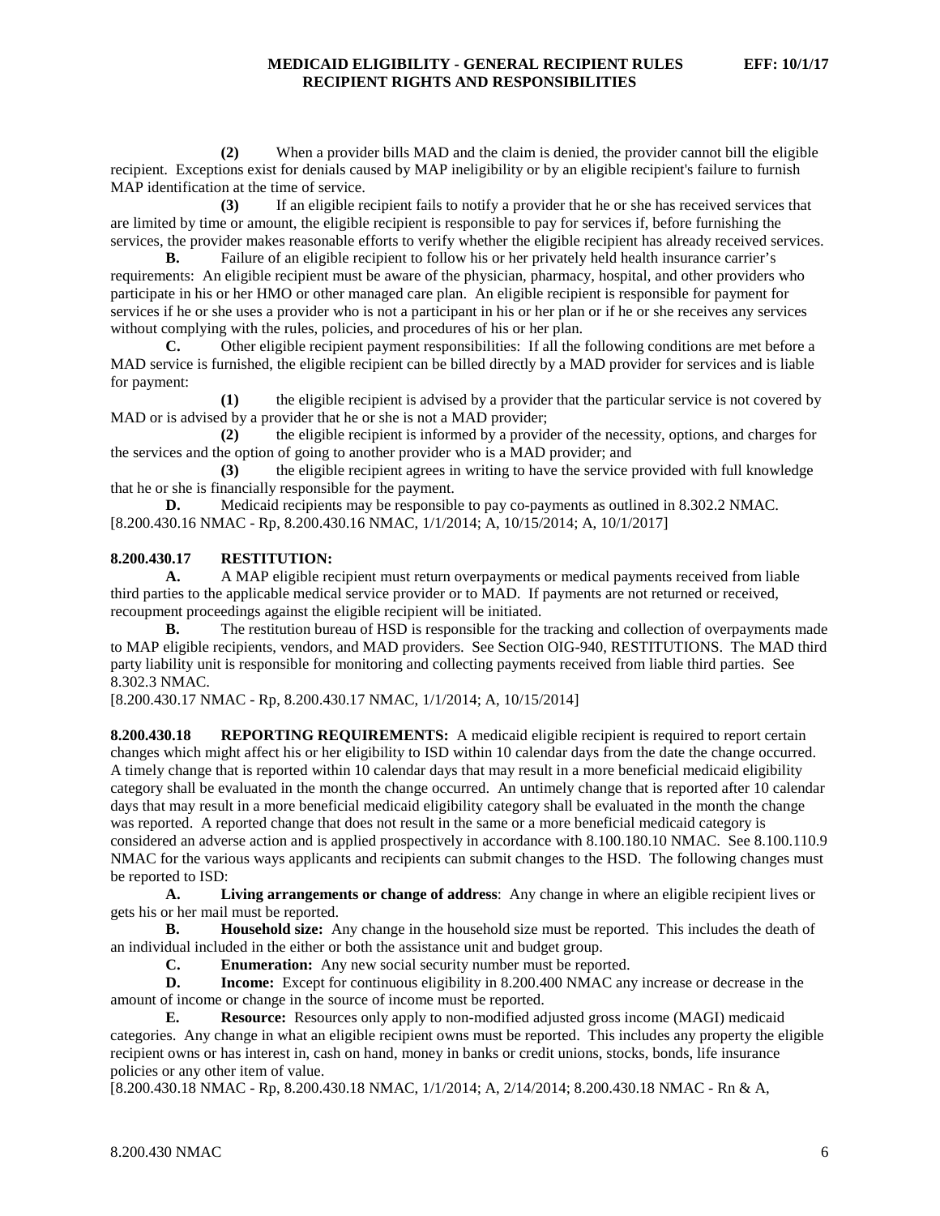**(2)** When a provider bills MAD and the claim is denied, the provider cannot bill the eligible recipient. Exceptions exist for denials caused by MAP ineligibility or by an eligible recipient's failure to furnish MAP identification at the time of service.

**(3)** If an eligible recipient fails to notify a provider that he or she has received services that are limited by time or amount, the eligible recipient is responsible to pay for services if, before furnishing the services, the provider makes reasonable efforts to verify whether the eligible recipient has already received services.

**B.** Failure of an eligible recipient to follow his or her privately held health insurance carrier's requirements: An eligible recipient must be aware of the physician, pharmacy, hospital, and other providers who participate in his or her HMO or other managed care plan. An eligible recipient is responsible for payment for services if he or she uses a provider who is not a participant in his or her plan or if he or she receives any services without complying with the rules, policies, and procedures of his or her plan.

**C.** Other eligible recipient payment responsibilities: If all the following conditions are met before a MAD service is furnished, the eligible recipient can be billed directly by a MAD provider for services and is liable for payment:

**(1)** the eligible recipient is advised by a provider that the particular service is not covered by MAD or is advised by a provider that he or she is not a MAD provider;

**(2)** the eligible recipient is informed by a provider of the necessity, options, and charges for the services and the option of going to another provider who is a MAD provider; and

**(3)** the eligible recipient agrees in writing to have the service provided with full knowledge that he or she is financially responsible for the payment.

**D.** Medicaid recipients may be responsible to pay co-payments as outlined in 8.302.2 NMAC.

[8.200.430.16 NMAC - Rp, 8.200.430.16 NMAC, 1/1/2014; A, 10/15/2014; A, 10/1/2017]

**8.200.430.17 RESTITUTION:**

**A.** A MAP eligible recipient must return overpayments or medical payments received from liable third parties to the applicable medical service provider or to MAD. If payments are not returned or received, recoupment proceedings against the eligible recipient will be initiated.

**B.** The restitution bureau of HSD is responsible for the tracking and collection of overpayments made to MAP eligible recipients, vendors, and MAD providers. See Section OIG-940, RESTITUTIONS. The MAD third party liability unit is responsible for monitoring and collecting payments received from liable third parties. See 8.302.3 NMAC.

[8.200.430.17 NMAC - Rp, 8.200.430.17 NMAC, 1/1/2014; A, 10/15/2014]

**8.200.430.18 REPORTING REQUIREMENTS:** A medicaid eligible recipient is required to report certain changes which might affect his or her eligibility to ISD within 10 calendar days from the date the change occurred. A timely change that is reported within 10 calendar days that may result in a more beneficial medicaid eligibility category shall be evaluated in the month the change occurred. An untimely change that is reported after 10 calendar days that may result in a more beneficial medicaid eligibility category shall be evaluated in the month the change was reported. A reported change that does not result in the same or a more beneficial medicaid category is considered an adverse action and is applied prospectively in accordance with 8.100.180.10 NMAC. See 8.100.110.9 NMAC for the various ways applicants and recipients can submit changes to the HSD. The following changes must be reported to ISD:

**A. Living arrangements or change of address**: Any change in where an eligible recipient lives or gets his or her mail must be reported.

**B. Household size:** Any change in the household size must be reported. This includes the death of an individual included in the either or both the assistance unit and budget group.

**C. Enumeration:** Any new social security number must be reported.

**D. Income:** Except for continuous eligibility in 8.200.400 NMAC any increase or decrease in the amount of income or change in the source of income must be reported.

**E. Resource:** Resources only apply to non-modified adjusted gross income (MAGI) medicaid categories. Any change in what an eligible recipient owns must be reported. This includes any property the eligible recipient owns or has interest in, cash on hand, money in banks or credit unions, stocks, bonds, life insurance policies or any other item of value.

[8.200.430.18 NMAC - Rp, 8.200.430.18 NMAC, 1/1/2014; A, 2/14/2014; 8.200.430.18 NMAC - Rn & A,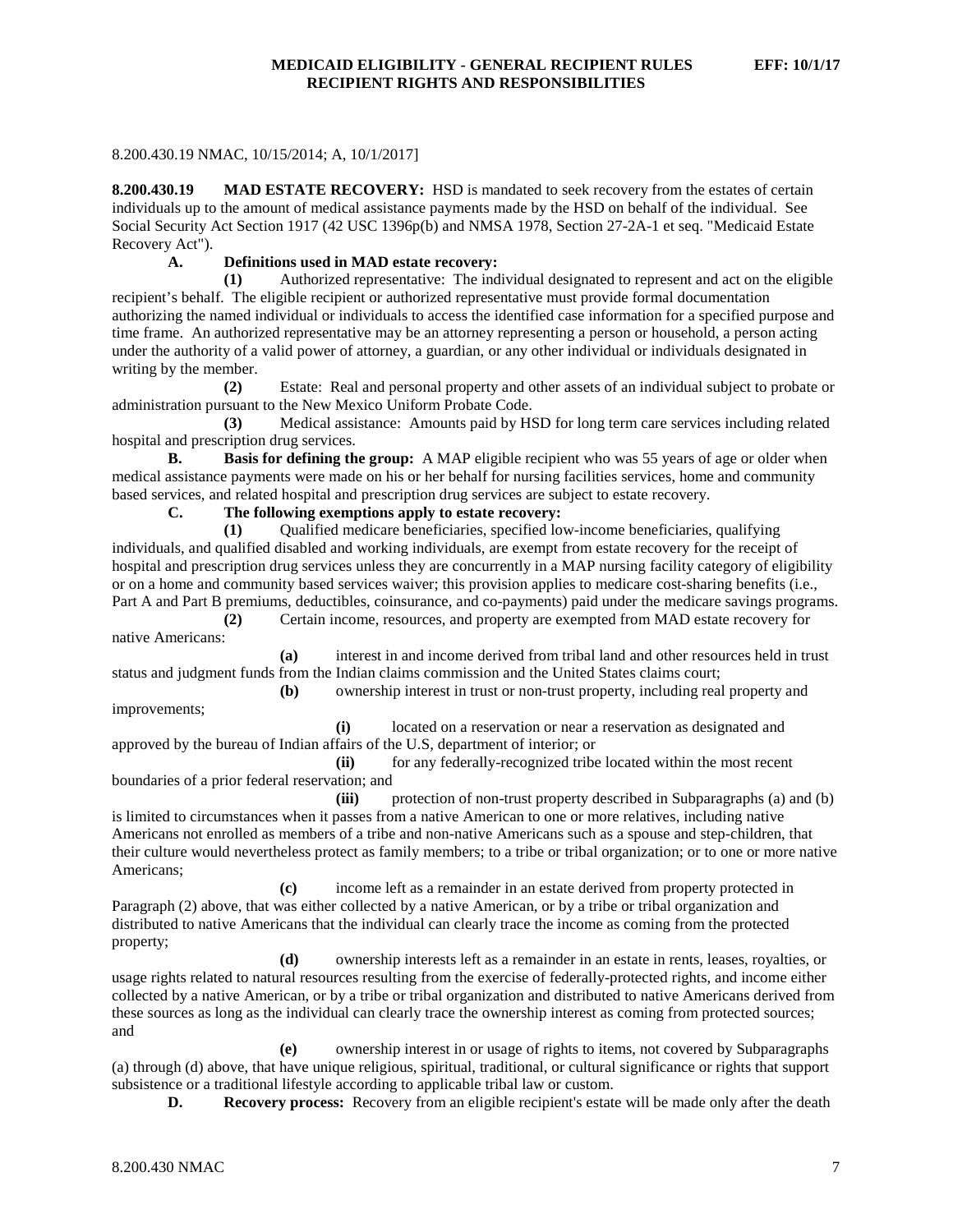8.200.430.19 NMAC, 10/15/2014; A, 10/1/2017]

**8.200.430.19 MAD ESTATE RECOVERY:** HSD is mandated to seek recovery from the estates of certain individuals up to the amount of medical assistance payments made by the HSD on behalf of the individual. See Social Security Act Section 1917 (42 USC 1396p(b) and NMSA 1978, Section 27-2A-1 et seq. "Medicaid Estate Recovery Act").

**A. Definitions used in MAD estate recovery:**

**(1)** Authorized representative: The individual designated to represent and act on the eligible recipient's behalf. The eligible recipient or authorized representative must provide formal documentation authorizing the named individual or individuals to access the identified case information for a specified purpose and time frame. An authorized representative may be an attorney representing a person or household, a person acting under the authority of a valid power of attorney, a guardian, or any other individual or individuals designated in writing by the member.

**(2)** Estate: Real and personal property and other assets of an individual subject to probate or administration pursuant to the New Mexico Uniform Probate Code.

**(3)** Medical assistance: Amounts paid by HSD for long term care services including related hospital and prescription drug services.

**B. Basis for defining the group:** A MAP eligible recipient who was 55 years of age or older when medical assistance payments were made on his or her behalf for nursing facilities services, home and community based services, and related hospital and prescription drug services are subject to estate recovery.

**C. The following exemptions apply to estate recovery:**

**(1)** Qualified medicare beneficiaries, specified low-income beneficiaries, qualifying individuals, and qualified disabled and working individuals, are exempt from estate recovery for the receipt of hospital and prescription drug services unless they are concurrently in a MAP nursing facility category of eligibility or on a home and community based services waiver; this provision applies to medicare cost-sharing benefits (i.e., Part A and Part B premiums, deductibles, coinsurance, and co-payments) paid under the medicare savings programs.

**(2)** Certain income, resources, and property are exempted from MAD estate recovery for native Americans:

**(a)** interest in and income derived from tribal land and other resources held in trust status and judgment funds from the Indian claims commission and the United States claims court;

**(b)** ownership interest in trust or non-trust property, including real property and improvements;

**(i)** located on a reservation or near a reservation as designated and approved by the bureau of Indian affairs of the U.S, department of interior; or

**(ii)** for any federally-recognized tribe located within the most recent boundaries of a prior federal reservation; and

**(iii)** protection of non-trust property described in Subparagraphs (a) and (b) is limited to circumstances when it passes from a native American to one or more relatives, including native Americans not enrolled as members of a tribe and non-native Americans such as a spouse and step-children, that their culture would nevertheless protect as family members; to a tribe or tribal organization; or to one or more native Americans;

**(c)** income left as a remainder in an estate derived from property protected in Paragraph (2) above, that was either collected by a native American, or by a tribe or tribal organization and distributed to native Americans that the individual can clearly trace the income as coming from the protected property;

**(d)** ownership interests left as a remainder in an estate in rents, leases, royalties, or usage rights related to natural resources resulting from the exercise of federally-protected rights, and income either collected by a native American, or by a tribe or tribal organization and distributed to native Americans derived from these sources as long as the individual can clearly trace the ownership interest as coming from protected sources; and

**(e)** ownership interest in or usage of rights to items, not covered by Subparagraphs (a) through (d) above, that have unique religious, spiritual, traditional, or cultural significance or rights that support subsistence or a traditional lifestyle according to applicable tribal law or custom.

**D. Recovery process:** Recovery from an eligible recipient's estate will be made only after the death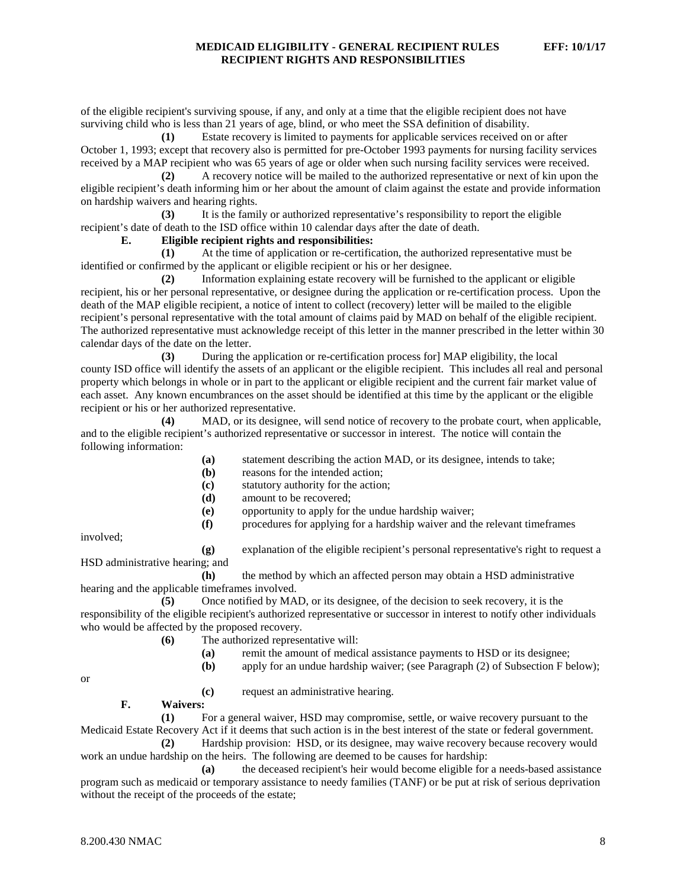of the eligible recipient's surviving spouse, if any, and only at a time that the eligible recipient does not have surviving child who is less than 21 years of age, blind, or who meet the SSA definition of disability.

**(1)** Estate recovery is limited to payments for applicable services received on or after October 1, 1993; except that recovery also is permitted for pre-October 1993 payments for nursing facility services received by a MAP recipient who was 65 years of age or older when such nursing facility services were received.

**(2)** A recovery notice will be mailed to the authorized representative or next of kin upon the eligible recipient's death informing him or her about the amount of claim against the estate and provide information on hardship waivers and hearing rights.

**(3)** It is the family or authorized representative's responsibility to report the eligible recipient's date of death to the ISD office within 10 calendar days after the date of death.

**E. Eligible recipient rights and responsibilities:**

**(1)** At the time of application or re-certification, the authorized representative must be identified or confirmed by the applicant or eligible recipient or his or her designee.

**(2)** Information explaining estate recovery will be furnished to the applicant or eligible recipient, his or her personal representative, or designee during the application or re-certification process. Upon the death of the MAP eligible recipient, a notice of intent to collect (recovery) letter will be mailed to the eligible recipient's personal representative with the total amount of claims paid by MAD on behalf of the eligible recipient. The authorized representative must acknowledge receipt of this letter in the manner prescribed in the letter within 30 calendar days of the date on the letter.

**(3)** During the application or re-certification process for] MAP eligibility, the local county ISD office will identify the assets of an applicant or the eligible recipient. This includes all real and personal property which belongs in whole or in part to the applicant or eligible recipient and the current fair market value of each asset. Any known encumbrances on the asset should be identified at this time by the applicant or the eligible recipient or his or her authorized representative.

**(4)** MAD, or its designee, will send notice of recovery to the probate court, when applicable, and to the eligible recipient's authorized representative or successor in interest. The notice will contain the following information:

**(a)** statement describing the action MAD, or its designee, intends to take;

**(b)** reasons for the intended action;

**(c)** statutory authority for the action;

**(d)** amount to be recovered;

**(e)** opportunity to apply for the undue hardship waiver;

**(f)** procedures for applying for a hardship waiver and the relevant timeframes involved;

**(g)** explanation of the eligible recipient's personal representative's right to request a HSD administrative hearing; and

**(h)** the method by which an affected person may obtain a HSD administrative hearing and the applicable timeframes involved.

**(5)** Once notified by MAD, or its designee, of the decision to seek recovery, it is the responsibility of the eligible recipient's authorized representative or successor in interest to notify other individuals who would be affected by the proposed recovery.

**(6)** The authorized representative will:

**(a)** remit the amount of medical assistance payments to HSD or its designee;

**(b)** apply for an undue hardship waiver; (see Paragraph (2) of Subsection F below); or

**(c)** request an administrative hearing.

**F. Waivers:**

**(1)** For a general waiver, HSD may compromise, settle, or waive recovery pursuant to the Medicaid Estate Recovery Act if it deems that such action is in the best interest of the state or federal government.

**(2)** Hardship provision: HSD, or its designee, may waive recovery because recovery would work an undue hardship on the heirs. The following are deemed to be causes for hardship:

**(a)** the deceased recipient's heir would become eligible for a needs-based assistance program such as medicaid or temporary assistance to needy families (TANF) or be put at risk of serious deprivation without the receipt of the proceeds of the estate;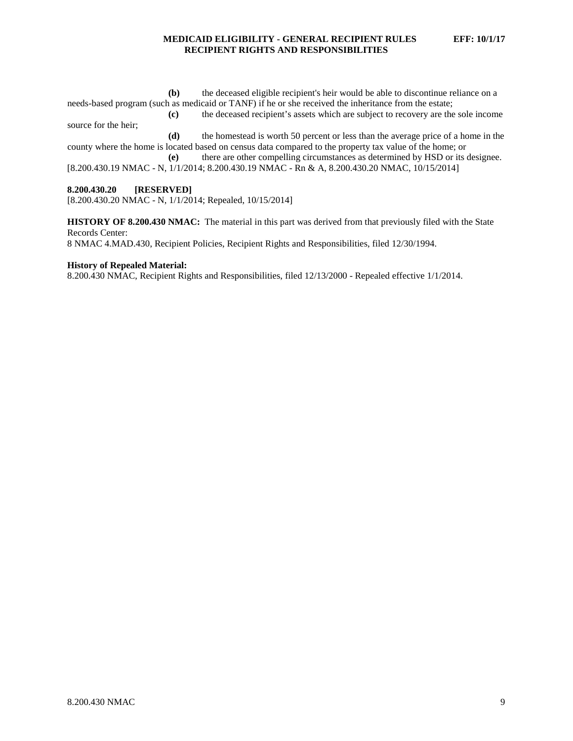**(b)** the deceased eligible recipient's heir would be able to discontinue reliance on a needs-based program (such as medicaid or TANF) if he or she received the inheritance from the estate;

**(c)** the deceased recipient's assets which are subject to recovery are the sole income source for the heir;

**(d)** the homestead is worth 50 percent or less than the average price of a home in the county where the home is located based on census data compared to the property tax value of the home; or

**(e)** there are other compelling circumstances as determined by HSD or its designee.

[8.200.430.19 NMAC - N, 1/1/2014; 8.200.430.19 NMAC - Rn & A, 8.200.430.20 NMAC, 10/15/2014]

**8.200.430.20 [RESERVED]**

[8.200.430.20 NMAC - N, 1/1/2014; Repealed, 10/15/2014]

**HISTORY OF 8.200.430 NMAC:** The material in this part was derived from that previously filed with the State Records Center:

8 NMAC 4.MAD.430, Recipient Policies, Recipient Rights and Responsibilities, filed 12/30/1994.

**History of Repealed Material:**

8.200.430 NMAC, Recipient Rights and Responsibilities, filed 12/13/2000 - Repealed effective 1/1/2014.